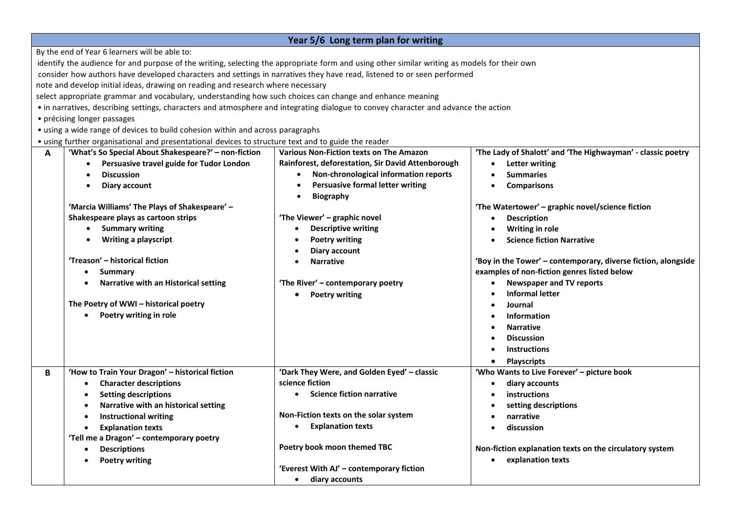# Year 5/6 Long term plan for writing

By the end of Year 6 learners will be able to:

identify the audience for and purpose of the writing, selecting the appropriate form and using other similar writing as models for their own

consider how authors have developed characters and settings in narratives they have read, listened to or seen performed

note and develop initial ideas, drawing on reading and research where necessary

select appropriate grammar and vocabulary, understanding how such choices can change and enhance meaning

- in narratives, describing settings, characters and atmosphere and integrating dialogue to convey character and advance the action
- précising longer passages
- using a wide range of devices to build cohesion within and across paragraphs
- using further organisational and presentational devices to structure text and to guide the reader

| | | | |
|---|---|---|---|
| **A** | **'What's So Special About Shakespeare?' – non-fiction**<br>• **Persuasive travel guide for Tudor London**<br>• **Discussion**<br>• **Diary account**<br><br>**'Marcia Williams' The Plays of Shakespeare' – Shakespeare plays as cartoon strips**<br>• **Summary writing**<br>• **Writing a playscript**<br><br>**'Treason' – historical fiction**<br>• **Summary**<br>• **Narrative with an Historical setting**<br><br>**The Poetry of WWI – historical poetry**<br>• **Poetry writing in role** | **Various Non-Fiction texts on The Amazon Rainforest, deforestation, Sir David Attenborough**<br>• **Non-chronological information reports**<br>• **Persuasive formal letter writing**<br>• **Biography**<br><br>**'The Viewer' – graphic novel**<br>• **Descriptive writing**<br>• **Poetry writing**<br>• **Diary account**<br>• **Narrative**<br><br>**'The River' – contemporary poetry**<br>• **Poetry writing** | **'The Lady of Shalott' and 'The Highwayman' - classic poetry**<br>• **Letter writing**<br>• **Summaries**<br>• **Comparisons**<br><br>**'The Watertower' – graphic novel/science fiction**<br>• **Description**<br>• **Writing in role**<br>• **Science fiction Narrative**<br><br>**'Boy in the Tower' – contemporary, diverse fiction, alongside examples of non-fiction genres listed below**<br>• **Newspaper and TV reports**<br>• **Informal letter**<br>• **Journal**<br>• **Information**<br>• **Narrative**<br>• **Discussion**<br>• **Instructions**<br>• **Playscripts** |
| **B** | **'How to Train Your Dragon' – historical fiction**<br>• **Character descriptions**<br>• **Setting descriptions**<br>• **Narrative with an historical setting**<br>• **Instructional writing**<br>• **Explanation texts**<br>**'Tell me a Dragon' – contemporary poetry**<br>• **Descriptions**<br>• **Poetry writing** | **'Dark They Were, and Golden Eyed' – classic science fiction**<br>• **Science fiction narrative**<br><br>**Non-Fiction texts on the solar system**<br>• **Explanation texts**<br><br>**Poetry book moon themed TBC**<br><br>**'Everest With AJ' – contemporary fiction**<br>• **diary accounts** | **'Who Wants to Live Forever' – picture book**<br>• **diary accounts**<br>• **instructions**<br>• **setting descriptions**<br>• **narrative**<br>• **discussion**<br><br>**Non-fiction explanation texts on the circulatory system**<br>• **explanation texts** |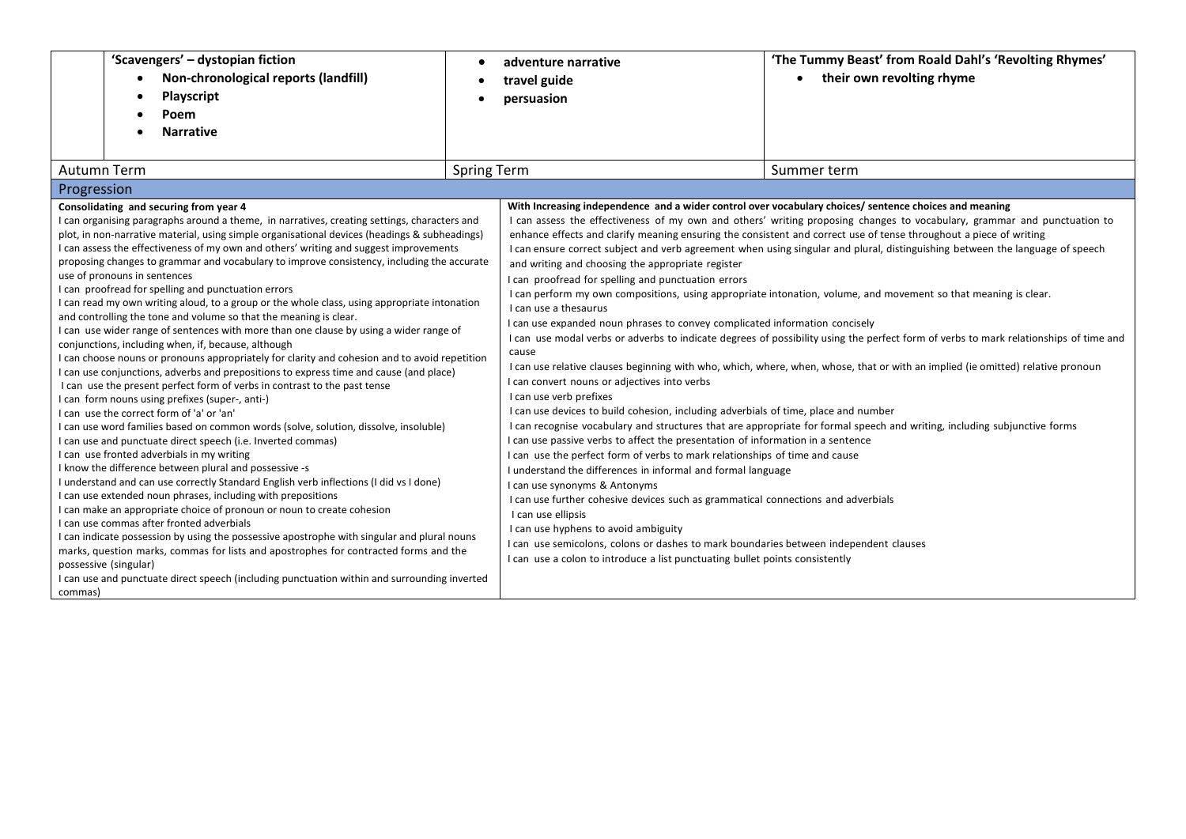| | 'Scavengers' – dystopian fiction<br>• Non-chronological reports (landfill)<br>• Playscript<br>• Poem<br>• Narrative | • adventure narrative<br>• travel guide<br>• persuasion | 'The Tummy Beast' from Roald Dahl's 'Revolting Rhymes'<br>• their own revolting rhyme |
|---|---|---|---|
| Autumn Term | | Spring Term | Summer term |

**Progression**

| Consolidating and securing from year 4 | With Increasing independence and a wider control over vocabulary choices/ sentence choices and meaning |
|---|---|
| I can organising paragraphs around a theme, in narratives, creating settings, characters and plot, in non-narrative material, using simple organisational devices (headings & subheadings)<br>I can assess the effectiveness of my own and others' writing and suggest improvements proposing changes to grammar and vocabulary to improve consistency, including the accurate use of pronouns in sentences<br>I can proofread for spelling and punctuation errors<br>I can read my own writing aloud, to a group or the whole class, using appropriate intonation and controlling the tone and volume so that the meaning is clear.<br>I can use wider range of sentences with more than one clause by using a wider range of conjunctions, including when, if, because, although<br>I can choose nouns or pronouns appropriately for clarity and cohesion and to avoid repetition<br>I can use conjunctions, adverbs and prepositions to express time and cause (and place)<br>I can use the present perfect form of verbs in contrast to the past tense<br>I can form nouns using prefixes (super-, anti-)<br>I can use the correct form of 'a' or 'an'<br>I can use word families based on common words (solve, solution, dissolve, insoluble)<br>I can use and punctuate direct speech (i.e. Inverted commas)<br>I can use fronted adverbials in my writing<br>I know the difference between plural and possessive -s<br>I understand and can use correctly Standard English verb inflections (I did vs I done)<br>I can use extended noun phrases, including with prepositions<br>I can make an appropriate choice of pronoun or noun to create cohesion<br>I can use commas after fronted adverbials<br>I can indicate possession by using the possessive apostrophe with singular and plural nouns marks, question marks, commas for lists and apostrophes for contracted forms and the possessive (singular)<br>I can use and punctuate direct speech (including punctuation within and surrounding inverted commas) | I can assess the effectiveness of my own and others' writing proposing changes to vocabulary, grammar and punctuation to enhance effects and clarify meaning ensuring the consistent and correct use of tense throughout a piece of writing<br>I can ensure correct subject and verb agreement when using singular and plural, distinguishing between the language of speech and writing and choosing the appropriate register<br>I can proofread for spelling and punctuation errors<br>I can perform my own compositions, using appropriate intonation, volume, and movement so that meaning is clear.<br>I can use a thesaurus<br>I can use expanded noun phrases to convey complicated information concisely<br>I can use modal verbs or adverbs to indicate degrees of possibility using the perfect form of verbs to mark relationships of time and cause<br>I can use relative clauses beginning with who, which, where, when, whose, that or with an implied (ie omitted) relative pronoun<br>I can convert nouns or adjectives into verbs<br>I can use verb prefixes<br>I can use devices to build cohesion, including adverbials of time, place and number<br>I can recognise vocabulary and structures that are appropriate for formal speech and writing, including subjunctive forms<br>I can use passive verbs to affect the presentation of information in a sentence<br>I can use the perfect form of verbs to mark relationships of time and cause<br>I understand the differences in informal and formal language<br>I can use synonyms & Antonyms<br>I can use further cohesive devices such as grammatical connections and adverbials<br>I can use ellipsis<br>I can use hyphens to avoid ambiguity<br>I can use semicolons, colons or dashes to mark boundaries between independent clauses<br>I can use a colon to introduce a list punctuating bullet points consistently |